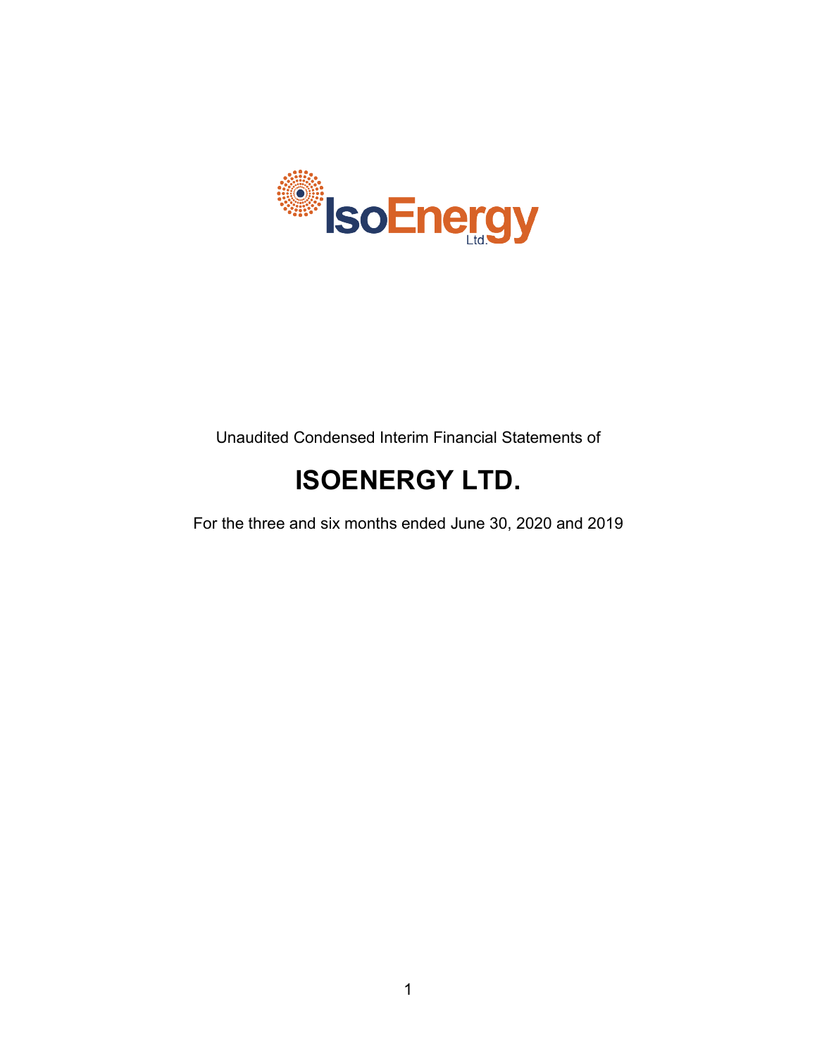Unaudited Condensed Interim Financial Statements of

# ISOENERGY LTD.

For the three and six months ended June 30, 2020 and 2019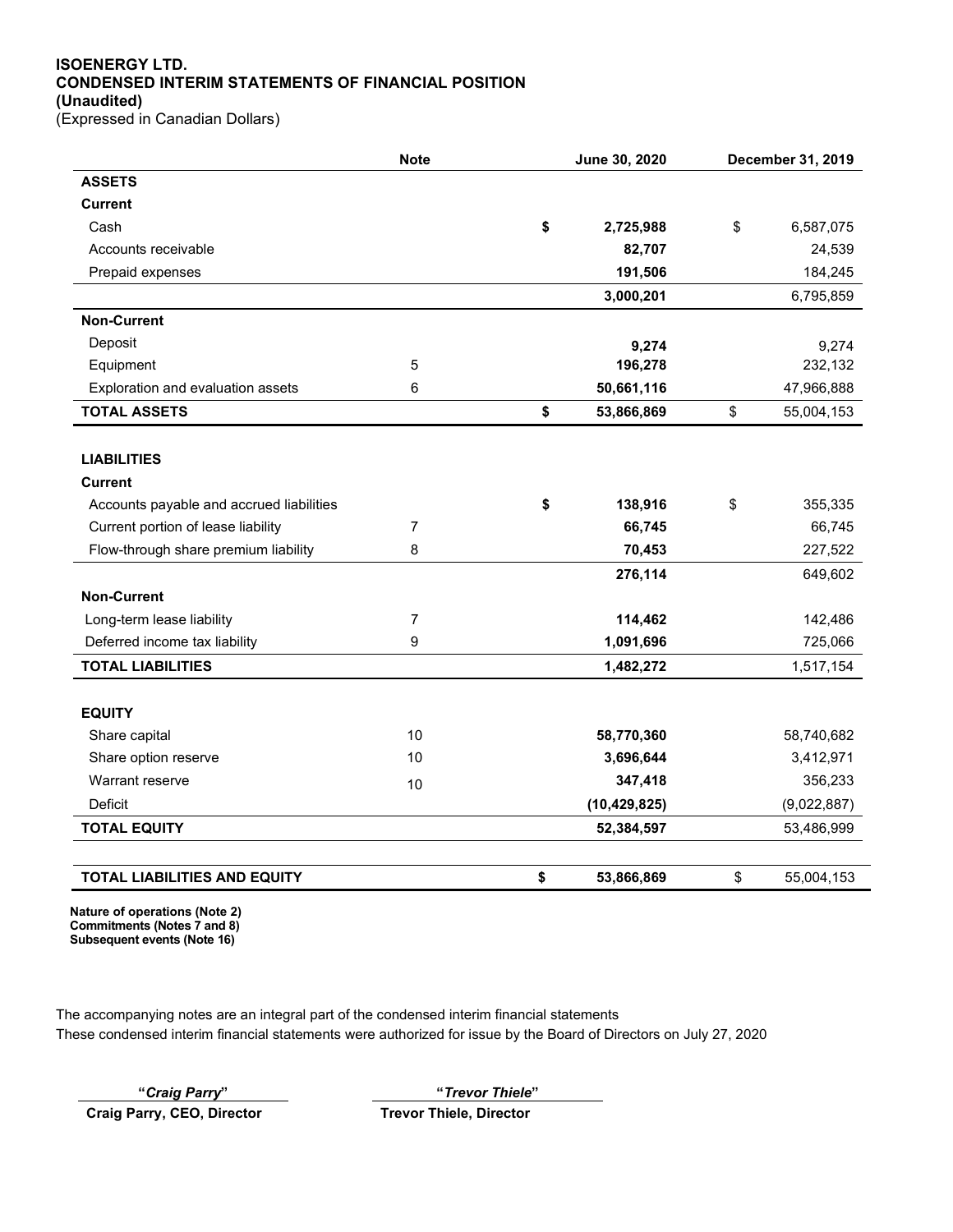**ISOENERGY LTD.**
**CONDENSED INTERIM STATEMENTS OF FINANCIAL POSITION**
**(Unaudited)**
(Expressed in Canadian Dollars)

| | Note | June 30, 2020 | December 31, 2019 |
|---|---|---|---|
| **ASSETS** | | | |
| **Current** | | | |
| Cash | | **$ 2,725,988** | $ 6,587,075 |
| Accounts receivable | | **82,707** | 24,539 |
| Prepaid expenses | | **191,506** | 184,245 |
| | | **3,000,201** | 6,795,859 |
| **Non-Current** | | | |
| Deposit | | **9,274** | 9,274 |
| Equipment | 5 | **196,278** | 232,132 |
| Exploration and evaluation assets | 6 | **50,661,116** | 47,966,888 |
| **TOTAL ASSETS** | | **$ 53,866,869** | $ 55,004,153 |
| | | | |
| **LIABILITIES** | | | |
| **Current** | | | |
| Accounts payable and accrued liabilities | | **$ 138,916** | $ 355,335 |
| Current portion of lease liability | 7 | **66,745** | 66,745 |
| Flow-through share premium liability | 8 | **70,453** | 227,522 |
| | | **276,114** | 649,602 |
| **Non-Current** | | | |
| Long-term lease liability | 7 | **114,462** | 142,486 |
| Deferred income tax liability | 9 | **1,091,696** | 725,066 |
| **TOTAL LIABILITIES** | | **1,482,272** | 1,517,154 |
| | | | |
| **EQUITY** | | | |
| Share capital | 10 | **58,770,360** | 58,740,682 |
| Share option reserve | 10 | **3,696,644** | 3,412,971 |
| Warrant reserve | 10 | **347,418** | 356,233 |
| Deficit | | **(10,429,825)** | (9,022,887) |
| **TOTAL EQUITY** | | **52,384,597** | 53,486,999 |
| | | | |
| **TOTAL LIABILITIES AND EQUITY** | | **$ 53,866,869** | $ 55,004,153 |

**Nature of operations (Note 2)**
**Commitments (Notes 7 and 8)**
**Subsequent events (Note 16)**

The accompanying notes are an integral part of the condensed interim financial statements
These condensed interim financial statements were authorized for issue by the Board of Directors on July 27, 2020

**"*Craig Parry*"**
**Craig Parry, CEO, Director**

**"*Trevor Thiele*"**
**Trevor Thiele, Director**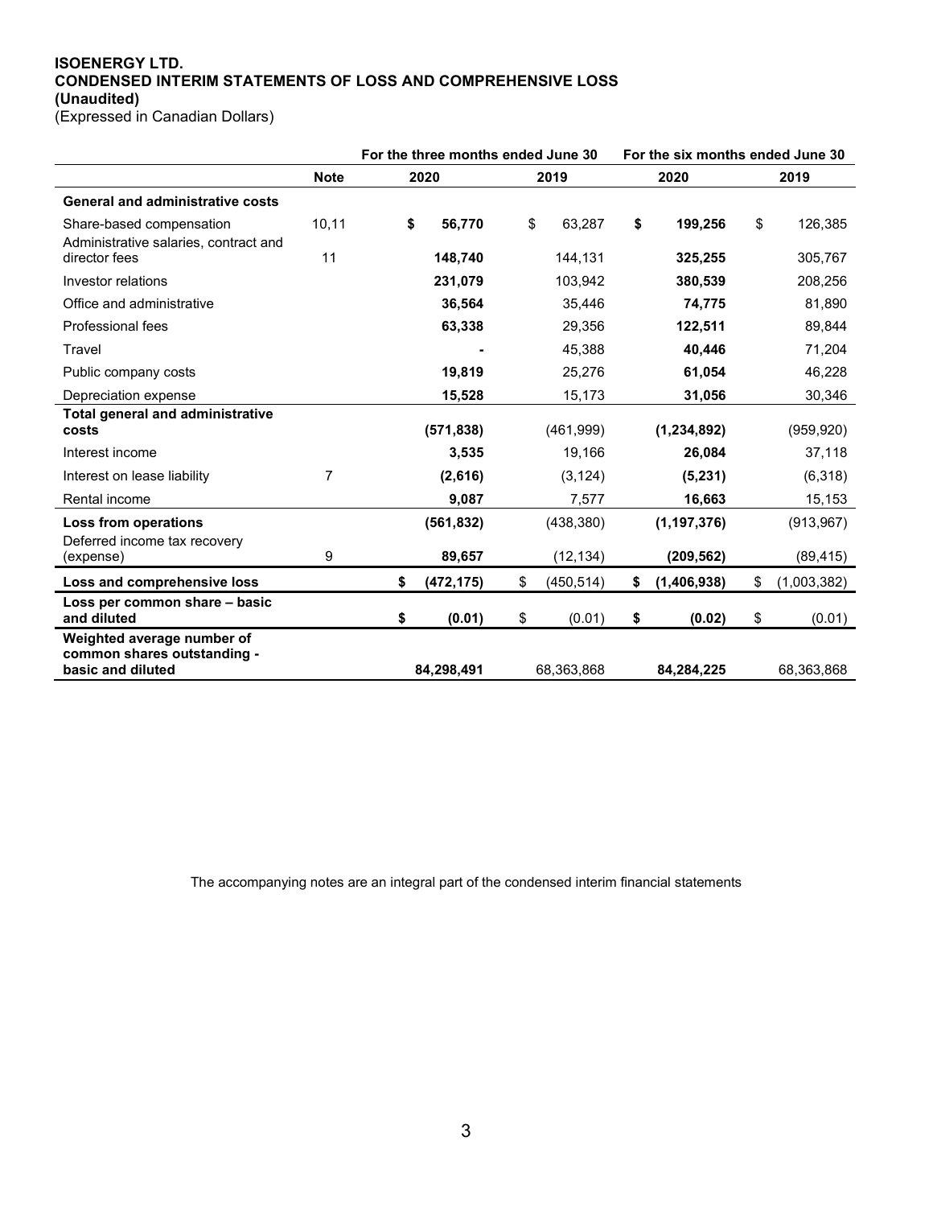**ISOENERGY LTD.**
**CONDENSED INTERIM STATEMENTS OF LOSS AND COMPREHENSIVE LOSS**
**(Unaudited)**
(Expressed in Canadian Dollars)

| | | For the three months ended June 30 | | For the six months ended June 30 | |
|---|---|---|---|---|---|
| | **Note** | **2020** | **2019** | **2020** | **2019** |
| **General and administrative costs** | | | | | |
| Share-based compensation | 10,11 | **$ 56,770** | $ 63,287 | **$ 199,256** | $ 126,385 |
| Administrative salaries, contract and director fees | 11 | **148,740** | 144,131 | **325,255** | 305,767 |
| Investor relations | | **231,079** | 103,942 | **380,539** | 208,256 |
| Office and administrative | | **36,564** | 35,446 | **74,775** | 81,890 |
| Professional fees | | **63,338** | 29,356 | **122,511** | 89,844 |
| Travel | | **-** | 45,388 | **40,446** | 71,204 |
| Public company costs | | **19,819** | 25,276 | **61,054** | 46,228 |
| Depreciation expense | | **15,528** | 15,173 | **31,056** | 30,346 |
| **Total general and administrative costs** | | **(571,838)** | (461,999) | **(1,234,892)** | (959,920) |
| Interest income | | **3,535** | 19,166 | **26,084** | 37,118 |
| Interest on lease liability | 7 | **(2,616)** | (3,124) | **(5,231)** | (6,318) |
| Rental income | | **9,087** | 7,577 | **16,663** | 15,153 |
| **Loss from operations** | | **(561,832)** | (438,380) | **(1,197,376)** | (913,967) |
| Deferred income tax recovery (expense) | 9 | **89,657** | (12,134) | **(209,562)** | (89,415) |
| **Loss and comprehensive loss** | | **$ (472,175)** | $ (450,514) | **$ (1,406,938)** | $ (1,003,382) |
| **Loss per common share – basic and diluted** | | **$ (0.01)** | $ (0.01) | **$ (0.02)** | $ (0.01) |
| **Weighted average number of common shares outstanding - basic and diluted** | | **84,298,491** | 68,363,868 | **84,284,225** | 68,363,868 |

The accompanying notes are an integral part of the condensed interim financial statements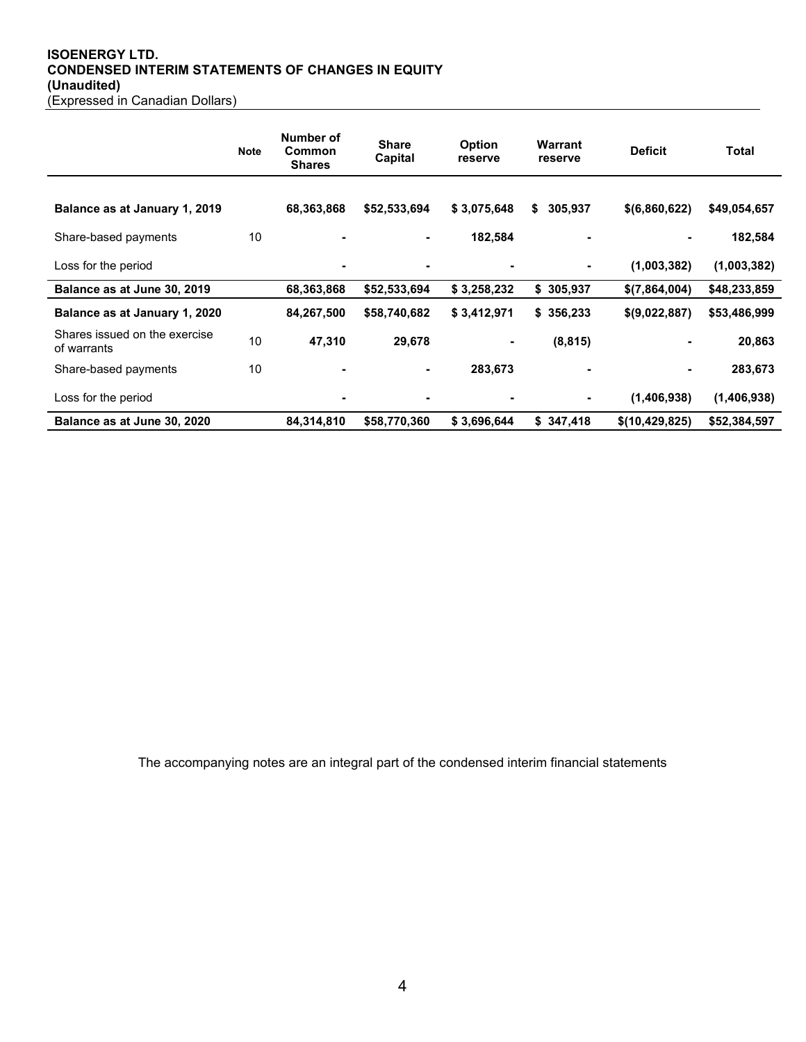**ISOENERGY LTD.**
**CONDENSED INTERIM STATEMENTS OF CHANGES IN EQUITY**
**(Unaudited)**
(Expressed in Canadian Dollars)

| | Note | Number of Common Shares | Share Capital | Option reserve | Warrant reserve | Deficit | Total |
|---|---|---|---|---|---|---|---|
| **Balance as at January 1, 2019** | | **68,363,868** | **$52,533,694** | **$ 3,075,648** | **$ 305,937** | **$(6,860,622)** | **$49,054,657** |
| Share-based payments | 10 | **-** | **-** | **182,584** | **-** | **-** | **182,584** |
| Loss for the period | | **-** | **-** | **-** | **-** | **(1,003,382)** | **(1,003,382)** |
| **Balance as at June 30, 2019** | | **68,363,868** | **$52,533,694** | **$ 3,258,232** | **$ 305,937** | **$(7,864,004)** | **$48,233,859** |
| **Balance as at January 1, 2020** | | **84,267,500** | **$58,740,682** | **$ 3,412,971** | **$ 356,233** | **$(9,022,887)** | **$53,486,999** |
| Shares issued on the exercise of warrants | 10 | **47,310** | **29,678** | **-** | **(8,815)** | **-** | **20,863** |
| Share-based payments | 10 | **-** | **-** | **283,673** | **-** | **-** | **283,673** |
| Loss for the period | | **-** | **-** | **-** | **-** | **(1,406,938)** | **(1,406,938)** |
| **Balance as at June 30, 2020** | | **84,314,810** | **$58,770,360** | **$ 3,696,644** | **$ 347,418** | **$(10,429,825)** | **$52,384,597** |

The accompanying notes are an integral part of the condensed interim financial statements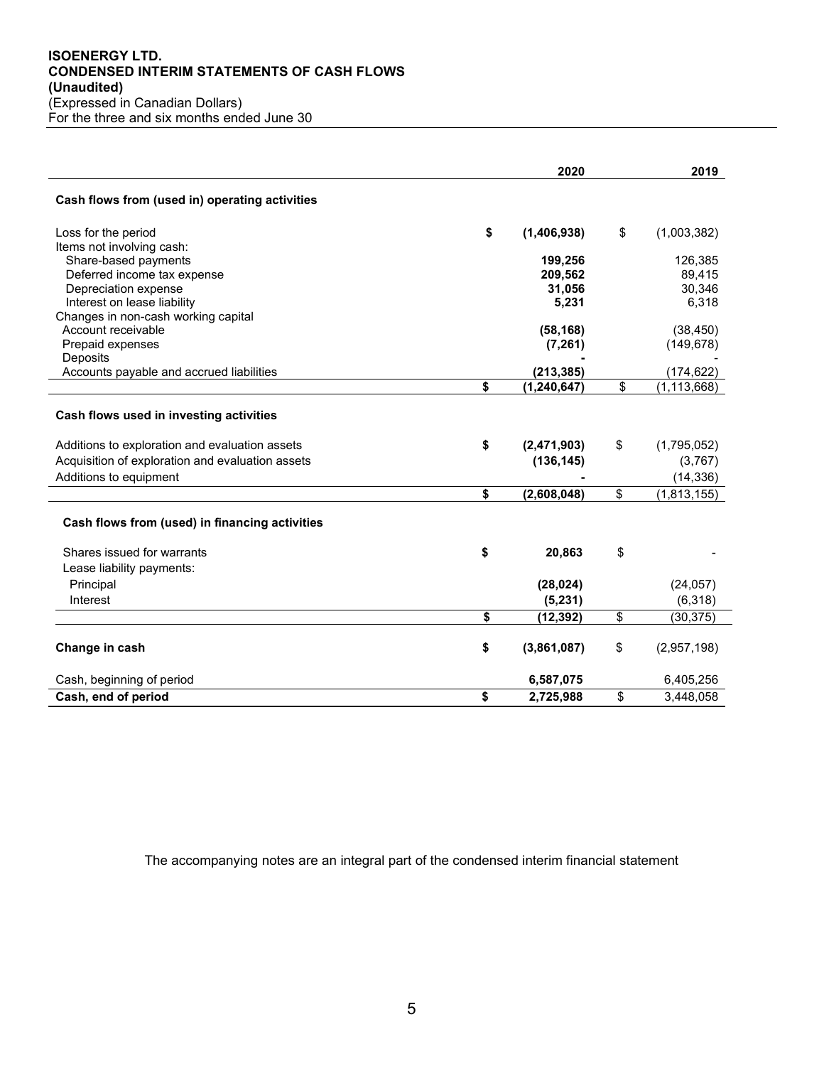**ISOENERGY LTD.**
**CONDENSED INTERIM STATEMENTS OF CASH FLOWS**
**(Unaudited)**
(Expressed in Canadian Dollars)
For the three and six months ended June 30

| | 2020 | 2019 |
|---|---|---|
| **Cash flows from (used in) operating activities** | | |
| Loss for the period | **$ (1,406,938)** | $ (1,003,382) |
| Items not involving cash: | | |
| Share-based payments | **199,256** | 126,385 |
| Deferred income tax expense | **209,562** | 89,415 |
| Depreciation expense | **31,056** | 30,346 |
| Interest on lease liability | **5,231** | 6,318 |
| Changes in non-cash working capital | | |
| Account receivable | **(58,168)** | (38,450) |
| Prepaid expenses | **(7,261)** | (149,678) |
| Deposits | **-** | - |
| Accounts payable and accrued liabilities | **(213,385)** | (174,622) |
| | **$ (1,240,647)** | $ (1,113,668) |
| **Cash flows used in investing activities** | | |
| Additions to exploration and evaluation assets | **$ (2,471,903)** | $ (1,795,052) |
| Acquisition of exploration and evaluation assets | **(136,145)** | (3,767) |
| Additions to equipment | **-** | (14,336) |
| | **$ (2,608,048)** | $ (1,813,155) |
| **Cash flows from (used) in financing activities** | | |
| Shares issued for warrants | **$ 20,863** | $ - |
| Lease liability payments: | | |
| Principal | **(28,024)** | (24,057) |
| Interest | **(5,231)** | (6,318) |
| | **$ (12,392)** | $ (30,375) |
| **Change in cash** | **$ (3,861,087)** | $ (2,957,198) |
| Cash, beginning of period | **6,587,075** | 6,405,256 |
| **Cash, end of period** | **$ 2,725,988** | $ 3,448,058 |

The accompanying notes are an integral part of the condensed interim financial statement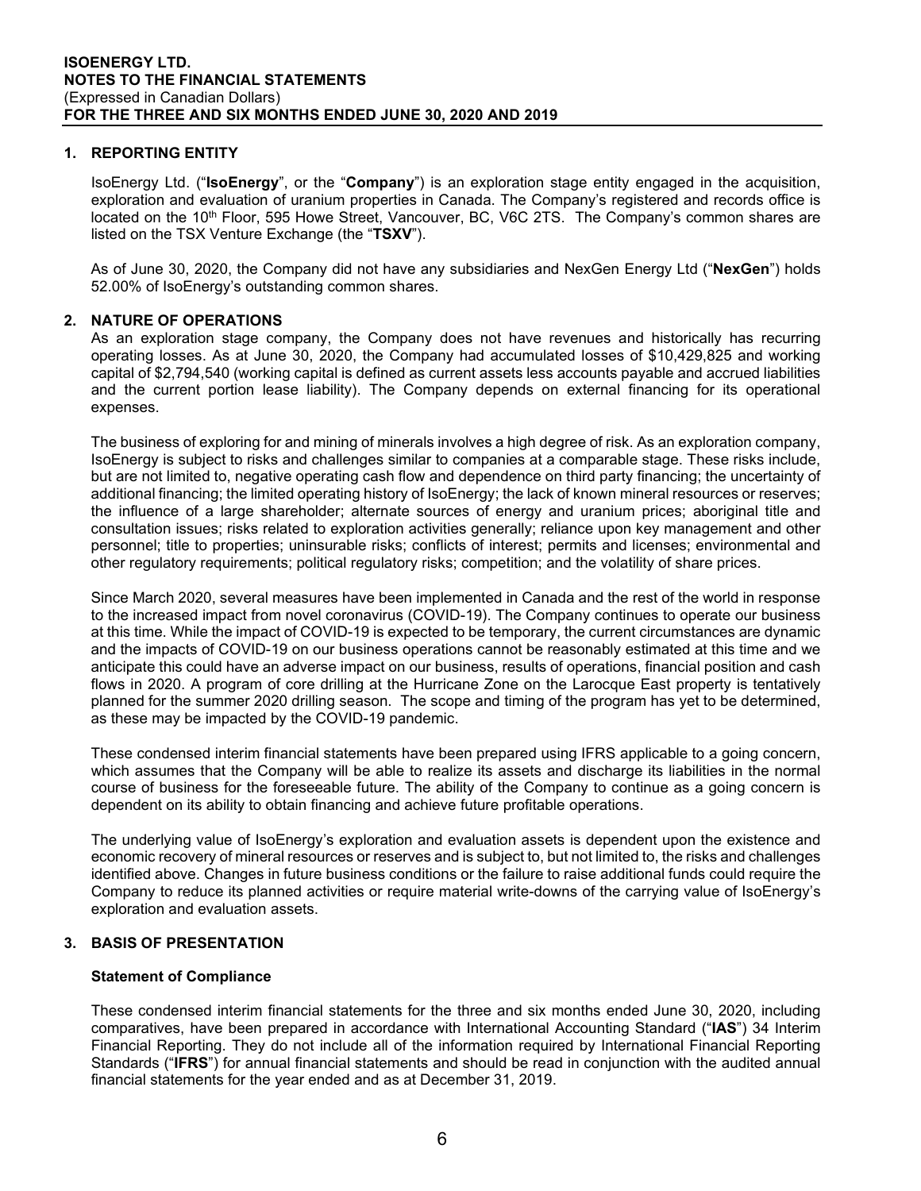## 1. REPORTING ENTITY

IsoEnergy Ltd. ("**IsoEnergy**", or the "**Company**") is an exploration stage entity engaged in the acquisition, exploration and evaluation of uranium properties in Canada. The Company's registered and records office is located on the 10th Floor, 595 Howe Street, Vancouver, BC, V6C 2TS. The Company's common shares are listed on the TSX Venture Exchange (the "**TSXV**").

As of June 30, 2020, the Company did not have any subsidiaries and NexGen Energy Ltd ("**NexGen**") holds 52.00% of IsoEnergy's outstanding common shares.

## 2. NATURE OF OPERATIONS

As an exploration stage company, the Company does not have revenues and historically has recurring operating losses. As at June 30, 2020, the Company had accumulated losses of $10,429,825 and working capital of $2,794,540 (working capital is defined as current assets less accounts payable and accrued liabilities and the current portion lease liability). The Company depends on external financing for its operational expenses.

The business of exploring for and mining of minerals involves a high degree of risk. As an exploration company, IsoEnergy is subject to risks and challenges similar to companies at a comparable stage. These risks include, but are not limited to, negative operating cash flow and dependence on third party financing; the uncertainty of additional financing; the limited operating history of IsoEnergy; the lack of known mineral resources or reserves; the influence of a large shareholder; alternate sources of energy and uranium prices; aboriginal title and consultation issues; risks related to exploration activities generally; reliance upon key management and other personnel; title to properties; uninsurable risks; conflicts of interest; permits and licenses; environmental and other regulatory requirements; political regulatory risks; competition; and the volatility of share prices.

Since March 2020, several measures have been implemented in Canada and the rest of the world in response to the increased impact from novel coronavirus (COVID-19). The Company continues to operate our business at this time. While the impact of COVID-19 is expected to be temporary, the current circumstances are dynamic and the impacts of COVID-19 on our business operations cannot be reasonably estimated at this time and we anticipate this could have an adverse impact on our business, results of operations, financial position and cash flows in 2020. A program of core drilling at the Hurricane Zone on the Larocque East property is tentatively planned for the summer 2020 drilling season. The scope and timing of the program has yet to be determined, as these may be impacted by the COVID-19 pandemic.

These condensed interim financial statements have been prepared using IFRS applicable to a going concern, which assumes that the Company will be able to realize its assets and discharge its liabilities in the normal course of business for the foreseeable future. The ability of the Company to continue as a going concern is dependent on its ability to obtain financing and achieve future profitable operations.

The underlying value of IsoEnergy's exploration and evaluation assets is dependent upon the existence and economic recovery of mineral resources or reserves and is subject to, but not limited to, the risks and challenges identified above. Changes in future business conditions or the failure to raise additional funds could require the Company to reduce its planned activities or require material write-downs of the carrying value of IsoEnergy's exploration and evaluation assets.

## 3. BASIS OF PRESENTATION

### Statement of Compliance

These condensed interim financial statements for the three and six months ended June 30, 2020, including comparatives, have been prepared in accordance with International Accounting Standard ("**IAS**") 34 Interim Financial Reporting. They do not include all of the information required by International Financial Reporting Standards ("**IFRS**") for annual financial statements and should be read in conjunction with the audited annual financial statements for the year ended and as at December 31, 2019.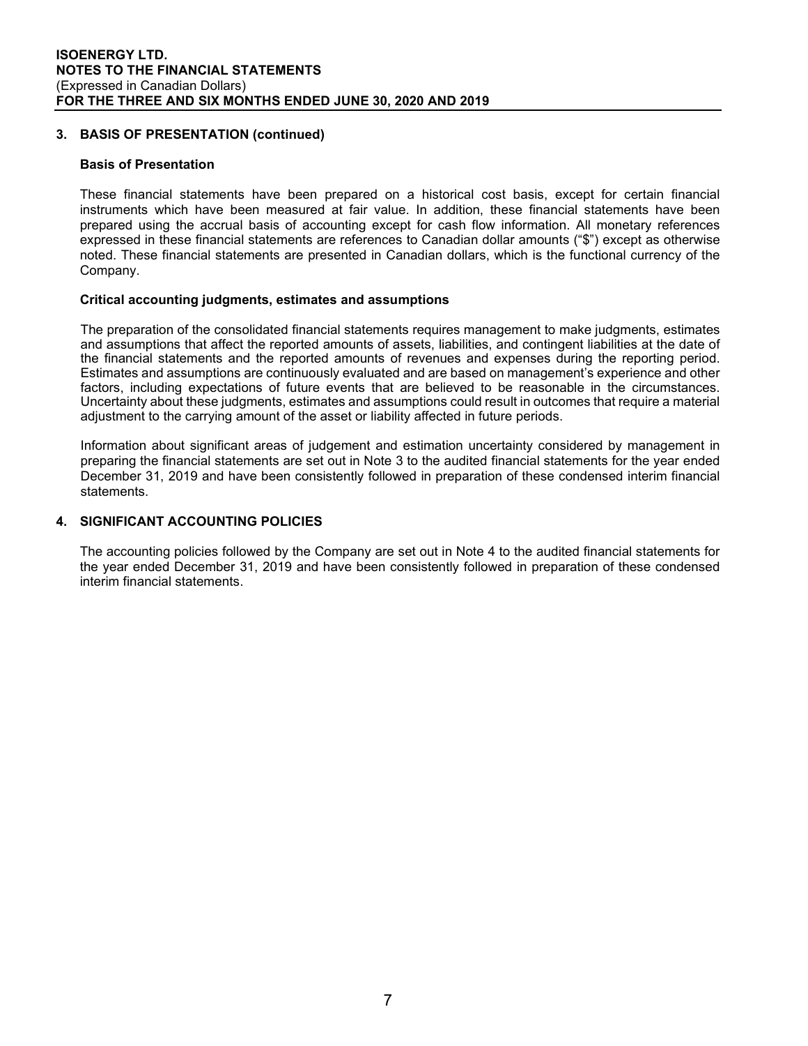## 3. BASIS OF PRESENTATION (continued)

### Basis of Presentation

These financial statements have been prepared on a historical cost basis, except for certain financial instruments which have been measured at fair value. In addition, these financial statements have been prepared using the accrual basis of accounting except for cash flow information. All monetary references expressed in these financial statements are references to Canadian dollar amounts ("$") except as otherwise noted. These financial statements are presented in Canadian dollars, which is the functional currency of the Company.

### Critical accounting judgments, estimates and assumptions

The preparation of the consolidated financial statements requires management to make judgments, estimates and assumptions that affect the reported amounts of assets, liabilities, and contingent liabilities at the date of the financial statements and the reported amounts of revenues and expenses during the reporting period. Estimates and assumptions are continuously evaluated and are based on management's experience and other factors, including expectations of future events that are believed to be reasonable in the circumstances. Uncertainty about these judgments, estimates and assumptions could result in outcomes that require a material adjustment to the carrying amount of the asset or liability affected in future periods.

Information about significant areas of judgement and estimation uncertainty considered by management in preparing the financial statements are set out in Note 3 to the audited financial statements for the year ended December 31, 2019 and have been consistently followed in preparation of these condensed interim financial statements.

## 4. SIGNIFICANT ACCOUNTING POLICIES

The accounting policies followed by the Company are set out in Note 4 to the audited financial statements for the year ended December 31, 2019 and have been consistently followed in preparation of these condensed interim financial statements.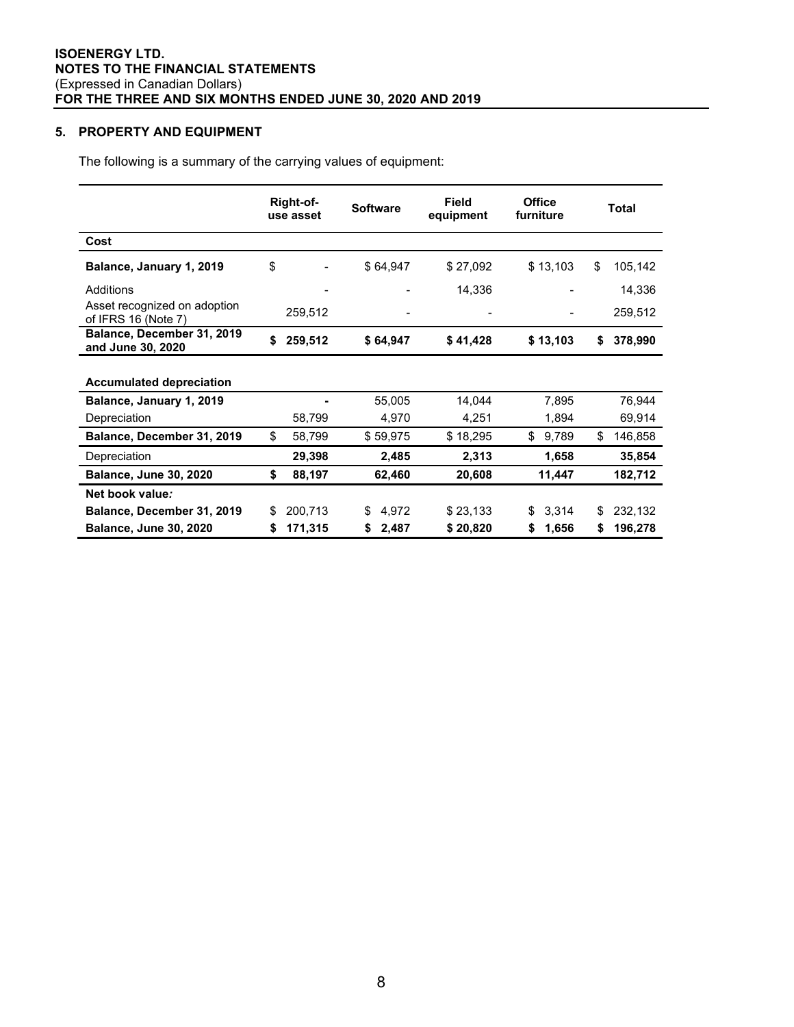ISOENERGY LTD.
NOTES TO THE FINANCIAL STATEMENTS
(Expressed in Canadian Dollars)
FOR THE THREE AND SIX MONTHS ENDED JUNE 30, 2020 AND 2019

## 5. PROPERTY AND EQUIPMENT

The following is a summary of the carrying values of equipment:

| | Right-of-use asset | Software | Field equipment | Office furniture | Total |
|---|---|---|---|---|---|
| **Cost** | | | | | |
| **Balance, January 1, 2019** | $ - | $ 64,947 | $ 27,092 | $ 13,103 | $ 105,142 |
| Additions | - | - | 14,336 | - | 14,336 |
| Asset recognized on adoption of IFRS 16 (Note 7) | 259,512 | - | - | - | 259,512 |
| **Balance, December 31, 2019 and June 30, 2020** | **$ 259,512** | **$ 64,947** | **$ 41,428** | **$ 13,103** | **$ 378,990** |
| | | | | | |
| **Accumulated depreciation** | | | | | |
| **Balance, January 1, 2019** | **-** | 55,005 | 14,044 | 7,895 | 76,944 |
| Depreciation | 58,799 | 4,970 | 4,251 | 1,894 | 69,914 |
| **Balance, December 31, 2019** | $ 58,799 | $ 59,975 | $ 18,295 | $ 9,789 | $ 146,858 |
| Depreciation | **29,398** | **2,485** | **2,313** | **1,658** | **35,854** |
| **Balance, June 30, 2020** | **$ 88,197** | **62,460** | **20,608** | **11,447** | **182,712** |
| **Net book value:** | | | | | |
| **Balance, December 31, 2019** | $ 200,713 | $ 4,972 | $ 23,133 | $ 3,314 | $ 232,132 |
| **Balance, June 30, 2020** | **$ 171,315** | **$ 2,487** | **$ 20,820** | **$ 1,656** | **$ 196,278** |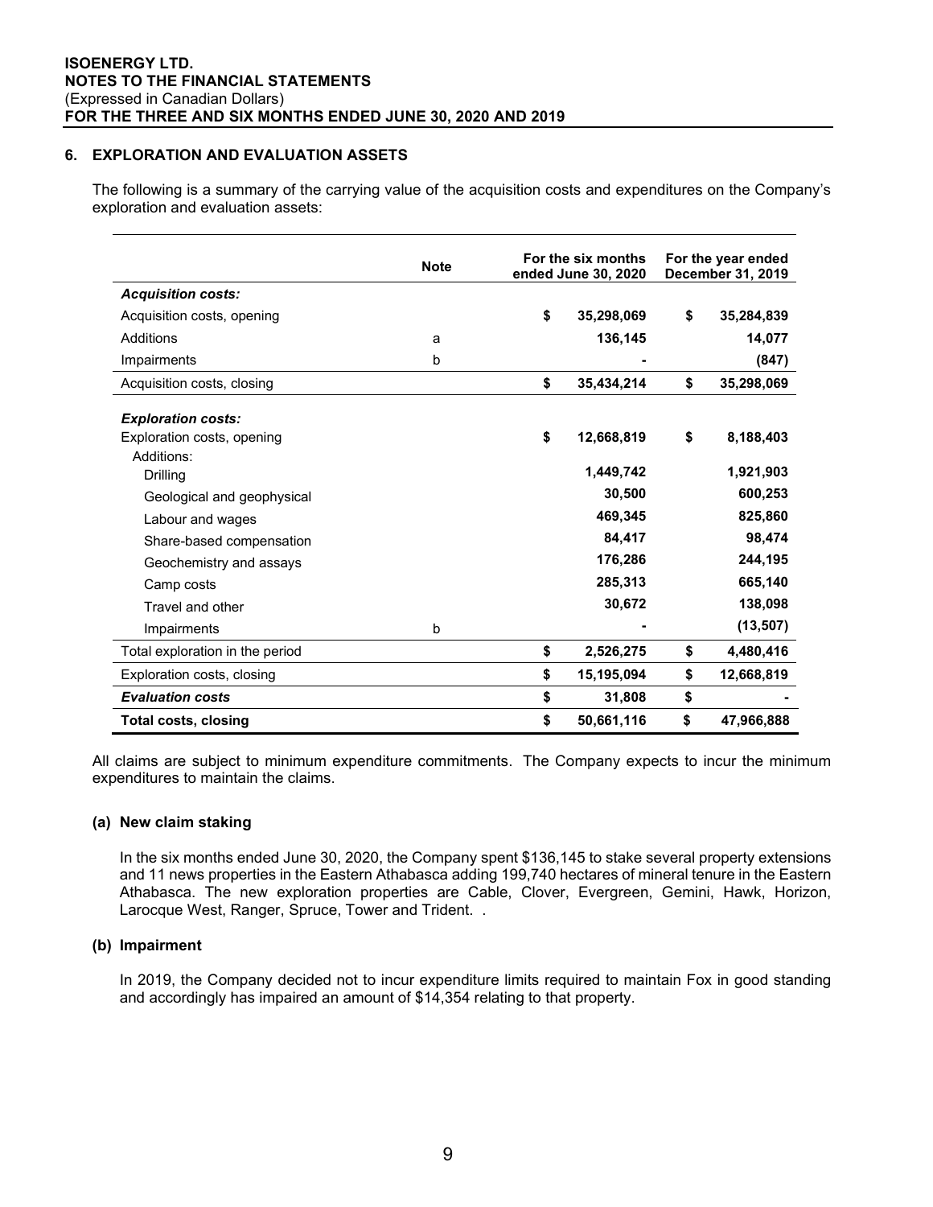## 6. EXPLORATION AND EVALUATION ASSETS

The following is a summary of the carrying value of the acquisition costs and expenditures on the Company's exploration and evaluation assets:

| | Note | For the six months ended June 30, 2020 | For the year ended December 31, 2019 |
|---|---|---|---|
| ***Acquisition costs:*** | | | |
| Acquisition costs, opening | | $ 35,298,069 | $ 35,284,839 |
| Additions | a | 136,145 | 14,077 |
| Impairments | b | - | (847) |
| Acquisition costs, closing | | $ 35,434,214 | $ 35,298,069 |
| ***Exploration costs:*** | | | |
| Exploration costs, opening | | $ 12,668,819 | $ 8,188,403 |
| Additions: | | | |
| Drilling | | 1,449,742 | 1,921,903 |
| Geological and geophysical | | 30,500 | 600,253 |
| Labour and wages | | 469,345 | 825,860 |
| Share-based compensation | | 84,417 | 98,474 |
| Geochemistry and assays | | 176,286 | 244,195 |
| Camp costs | | 285,313 | 665,140 |
| Travel and other | | 30,672 | 138,098 |
| Impairments | b | - | (13,507) |
| Total exploration in the period | | $ 2,526,275 | $ 4,480,416 |
| Exploration costs, closing | | $ 15,195,094 | $ 12,668,819 |
| ***Evaluation costs*** | | $ 31,808 | $ - |
| **Total costs, closing** | | **$ 50,661,116** | **$ 47,966,888** |

All claims are subject to minimum expenditure commitments. The Company expects to incur the minimum expenditures to maintain the claims.

### (a) New claim staking

In the six months ended June 30, 2020, the Company spent $136,145 to stake several property extensions and 11 news properties in the Eastern Athabasca adding 199,740 hectares of mineral tenure in the Eastern Athabasca. The new exploration properties are Cable, Clover, Evergreen, Gemini, Hawk, Horizon, Larocque West, Ranger, Spruce, Tower and Trident. .

### (b) Impairment

In 2019, the Company decided not to incur expenditure limits required to maintain Fox in good standing and accordingly has impaired an amount of $14,354 relating to that property.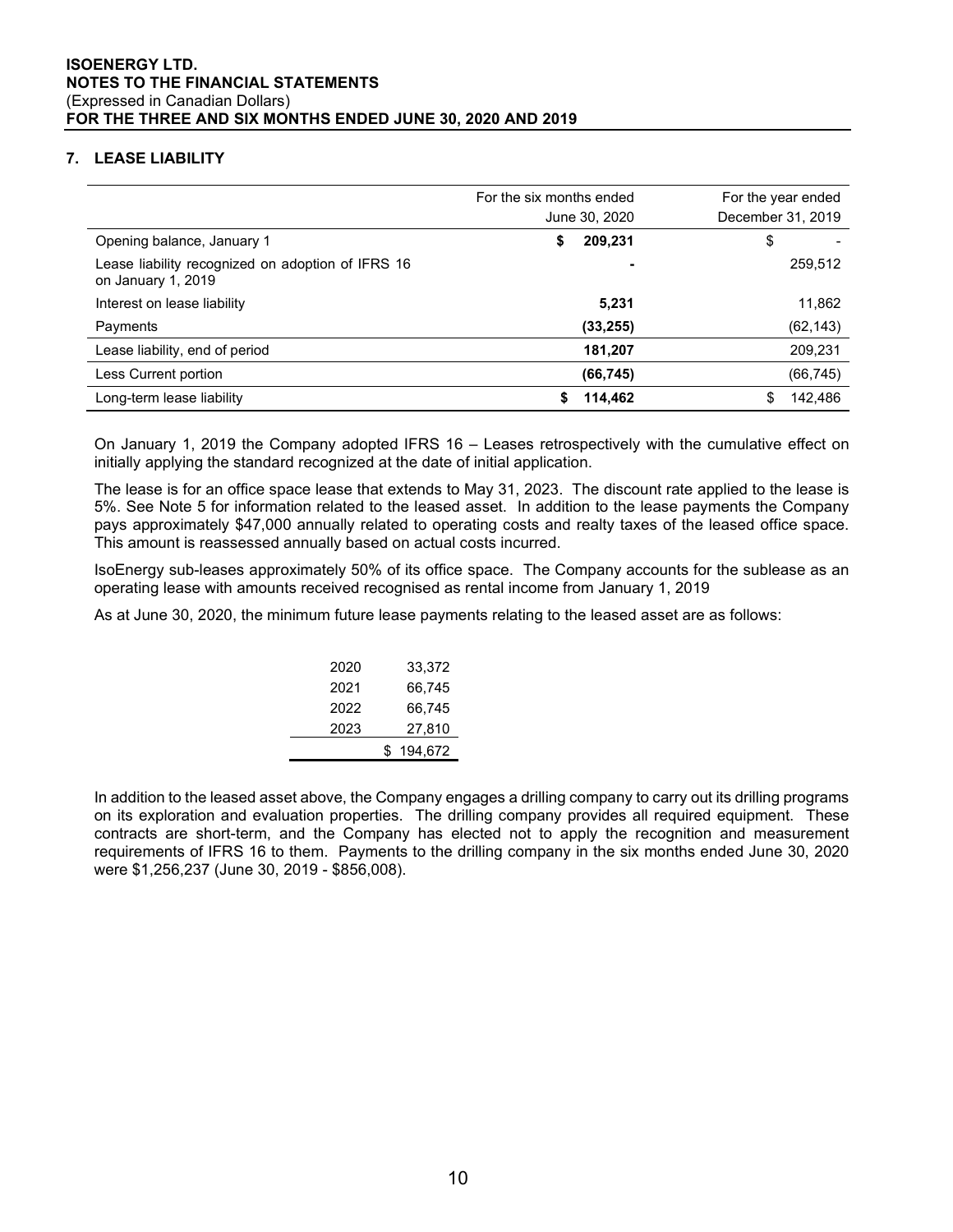## 7. LEASE LIABILITY

| | For the six months ended June 30, 2020 | For the year ended December 31, 2019 |
|---|---|---|
| Opening balance, January 1 | **$ 209,231** | $ - |
| Lease liability recognized on adoption of IFRS 16 on January 1, 2019 | **-** | 259,512 |
| Interest on lease liability | **5,231** | 11,862 |
| Payments | **(33,255)** | (62,143) |
| Lease liability, end of period | **181,207** | 209,231 |
| Less Current portion | **(66,745)** | (66,745) |
| Long-term lease liability | **$ 114,462** | $ 142,486 |

On January 1, 2019 the Company adopted IFRS 16 – Leases retrospectively with the cumulative effect on initially applying the standard recognized at the date of initial application.

The lease is for an office space lease that extends to May 31, 2023. The discount rate applied to the lease is 5%. See Note 5 for information related to the leased asset. In addition to the lease payments the Company pays approximately $47,000 annually related to operating costs and realty taxes of the leased office space. This amount is reassessed annually based on actual costs incurred.

IsoEnergy sub-leases approximately 50% of its office space. The Company accounts for the sublease as an operating lease with amounts received recognised as rental income from January 1, 2019

As at June 30, 2020, the minimum future lease payments relating to the leased asset are as follows:

| | |
|---|---|
| 2020 | 33,372 |
| 2021 | 66,745 |
| 2022 | 66,745 |
| 2023 | 27,810 |
| | $ 194,672 |

In addition to the leased asset above, the Company engages a drilling company to carry out its drilling programs on its exploration and evaluation properties. The drilling company provides all required equipment. These contracts are short-term, and the Company has elected not to apply the recognition and measurement requirements of IFRS 16 to them. Payments to the drilling company in the six months ended June 30, 2020 were $1,256,237 (June 30, 2019 - $856,008).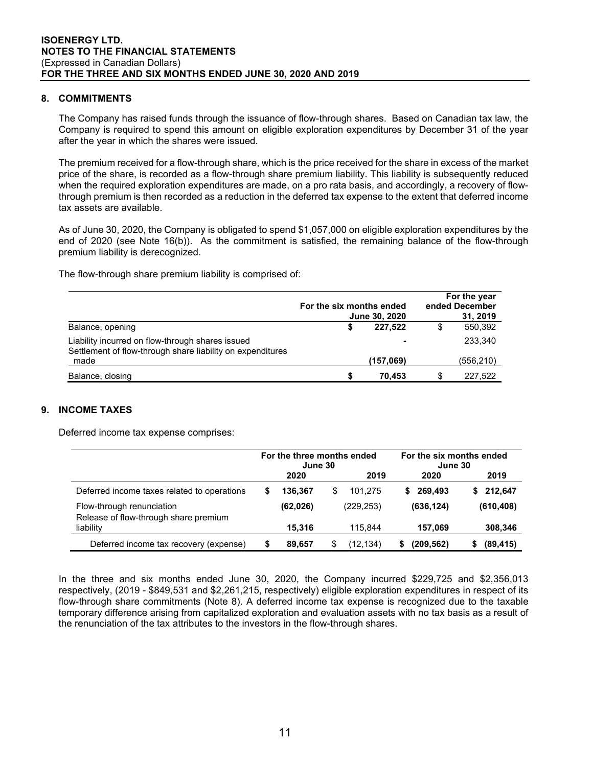## 8. COMMITMENTS

The Company has raised funds through the issuance of flow-through shares. Based on Canadian tax law, the Company is required to spend this amount on eligible exploration expenditures by December 31 of the year after the year in which the shares were issued.

The premium received for a flow-through share, which is the price received for the share in excess of the market price of the share, is recorded as a flow-through share premium liability. This liability is subsequently reduced when the required exploration expenditures are made, on a pro rata basis, and accordingly, a recovery of flow-through premium is then recorded as a reduction in the deferred tax expense to the extent that deferred income tax assets are available.

As of June 30, 2020, the Company is obligated to spend $1,057,000 on eligible exploration expenditures by the end of 2020 (see Note 16(b)). As the commitment is satisfied, the remaining balance of the flow-through premium liability is derecognized.

The flow-through share premium liability is comprised of:

| | For the six months ended June 30, 2020 | For the year ended December 31, 2019 |
|---|---|---|
| Balance, opening | **$ 227,522** | $ 550,392 |
| Liability incurred on flow-through shares issued | **-** | 233,340 |
| Settlement of flow-through share liability on expenditures made | **(157,069)** | (556,210) |
| Balance, closing | **$ 70,453** | $ 227,522 |

## 9. INCOME TAXES

Deferred income tax expense comprises:

| | For the three months ended June 30 | | For the six months ended June 30 | |
|---|---|---|---|---|
| | **2020** | 2019 | **2020** | **2019** |
| Deferred income taxes related to operations | **$ 136,367** | $ 101,275 | **$ 269,493** | **$ 212,647** |
| Flow-through renunciation | **(62,026)** | (229,253) | **(636,124)** | **(610,408)** |
| Release of flow-through share premium liability | **15,316** | 115,844 | **157,069** | **308,346** |
| Deferred income tax recovery (expense) | **$ 89,657** | $ (12,134) | **$ (209,562)** | **$ (89,415)** |

In the three and six months ended June 30, 2020, the Company incurred $229,725 and $2,356,013 respectively, (2019 - $849,531 and $2,261,215, respectively) eligible exploration expenditures in respect of its flow-through share commitments (Note 8). A deferred income tax expense is recognized due to the taxable temporary difference arising from capitalized exploration and evaluation assets with no tax basis as a result of the renunciation of the tax attributes to the investors in the flow-through shares.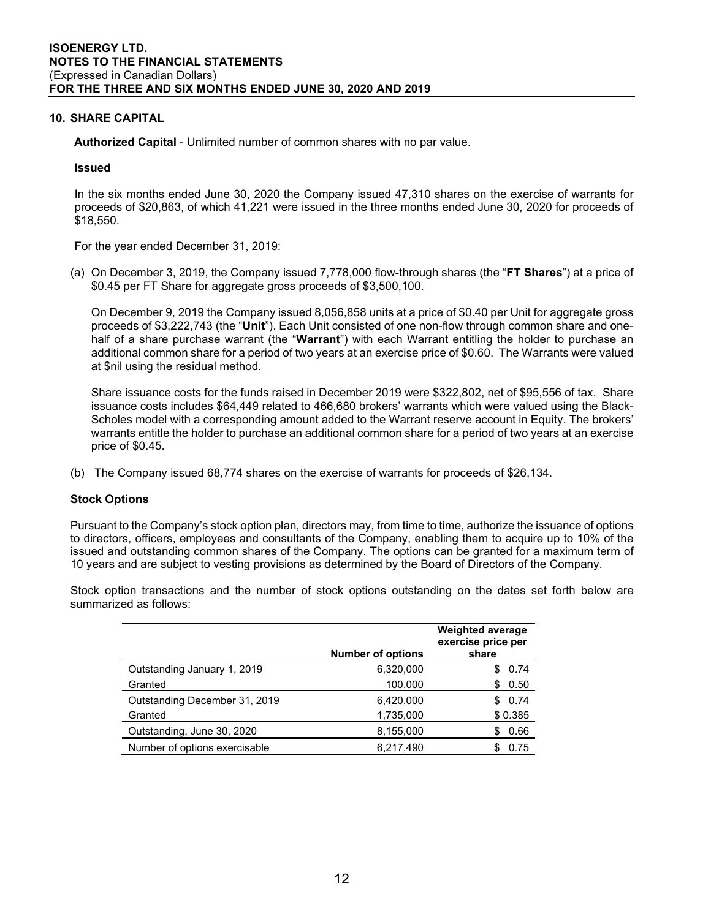## 10. SHARE CAPITAL

**Authorized Capital** - Unlimited number of common shares with no par value.

**Issued**

In the six months ended June 30, 2020 the Company issued 47,310 shares on the exercise of warrants for proceeds of $20,863, of which 41,221 were issued in the three months ended June 30, 2020 for proceeds of $18,550.

For the year ended December 31, 2019:

(a) On December 3, 2019, the Company issued 7,778,000 flow-through shares (the "**FT Shares**") at a price of $0.45 per FT Share for aggregate gross proceeds of $3,500,100.

On December 9, 2019 the Company issued 8,056,858 units at a price of $0.40 per Unit for aggregate gross proceeds of $3,222,743 (the "**Unit**"). Each Unit consisted of one non-flow through common share and one-half of a share purchase warrant (the "**Warrant**") with each Warrant entitling the holder to purchase an additional common share for a period of two years at an exercise price of $0.60. The Warrants were valued at $nil using the residual method.

Share issuance costs for the funds raised in December 2019 were $322,802, net of $95,556 of tax. Share issuance costs includes $64,449 related to 466,680 brokers' warrants which were valued using the Black-Scholes model with a corresponding amount added to the Warrant reserve account in Equity. The brokers' warrants entitle the holder to purchase an additional common share for a period of two years at an exercise price of $0.45.

(b) The Company issued 68,774 shares on the exercise of warrants for proceeds of $26,134.

**Stock Options**

Pursuant to the Company's stock option plan, directors may, from time to time, authorize the issuance of options to directors, officers, employees and consultants of the Company, enabling them to acquire up to 10% of the issued and outstanding common shares of the Company. The options can be granted for a maximum term of 10 years and are subject to vesting provisions as determined by the Board of Directors of the Company.

Stock option transactions and the number of stock options outstanding on the dates set forth below are summarized as follows:

| | Number of options | Weighted average exercise price per share |
|---|---|---|
| Outstanding January 1, 2019 | 6,320,000 | $ 0.74 |
| Granted | 100,000 | $ 0.50 |
| Outstanding December 31, 2019 | 6,420,000 | $ 0.74 |
| Granted | 1,735,000 | $ 0.385 |
| Outstanding, June 30, 2020 | 8,155,000 | $ 0.66 |
| Number of options exercisable | 6,217,490 | $ 0.75 |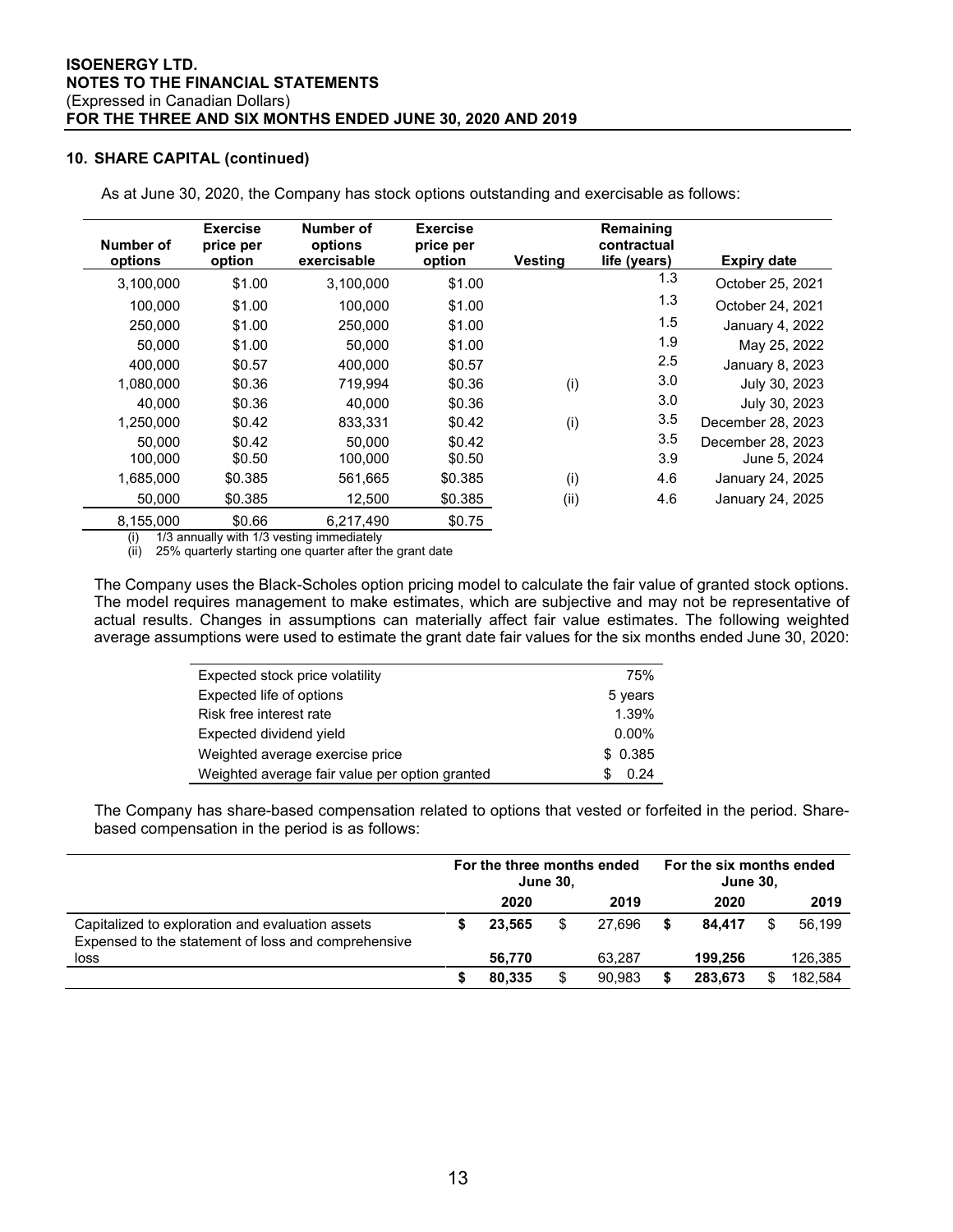## 10. SHARE CAPITAL (continued)

As at June 30, 2020, the Company has stock options outstanding and exercisable as follows:

| Number of options | Exercise price per option | Number of options exercisable | Exercise price per option | Vesting | Remaining contractual life (years) | Expiry date |
|---|---|---|---|---|---|---|
| 3,100,000 | $1.00 | 3,100,000 | $1.00 | | 1.3 | October 25, 2021 |
| 100,000 | $1.00 | 100,000 | $1.00 | | 1.3 | October 24, 2021 |
| 250,000 | $1.00 | 250,000 | $1.00 | | 1.5 | January 4, 2022 |
| 50,000 | $1.00 | 50,000 | $1.00 | | 1.9 | May 25, 2022 |
| 400,000 | $0.57 | 400,000 | $0.57 | | 2.5 | January 8, 2023 |
| 1,080,000 | $0.36 | 719,994 | $0.36 | (i) | 3.0 | July 30, 2023 |
| 40,000 | $0.36 | 40,000 | $0.36 | | 3.0 | July 30, 2023 |
| 1,250,000 | $0.42 | 833,331 | $0.42 | (i) | 3.5 | December 28, 2023 |
| 50,000 | $0.42 | 50,000 | $0.42 | | 3.5 | December 28, 2023 |
| 100,000 | $0.50 | 100,000 | $0.50 | | 3.9 | June 5, 2024 |
| 1,685,000 | $0.385 | 561,665 | $0.385 | (i) | 4.6 | January 24, 2025 |
| 50,000 | $0.385 | 12,500 | $0.385 | (ii) | 4.6 | January 24, 2025 |
| 8,155,000 | $0.66 | 6,217,490 | $0.75 | | | |

(i) 1/3 annually with 1/3 vesting immediately
(ii) 25% quarterly starting one quarter after the grant date

The Company uses the Black-Scholes option pricing model to calculate the fair value of granted stock options. The model requires management to make estimates, which are subjective and may not be representative of actual results. Changes in assumptions can materially affect fair value estimates. The following weighted average assumptions were used to estimate the grant date fair values for the six months ended June 30, 2020:

| | |
|---|---|
| Expected stock price volatility | 75% |
| Expected life of options | 5 years |
| Risk free interest rate | 1.39% |
| Expected dividend yield | 0.00% |
| Weighted average exercise price | $ 0.385 |
| Weighted average fair value per option granted | $ 0.24 |

The Company has share-based compensation related to options that vested or forfeited in the period. Share-based compensation in the period is as follows:

| | For the three months ended June 30, | | For the six months ended June 30, | |
|---|---|---|---|---|
| | **2020** | 2019 | **2020** | 2019 |
| Capitalized to exploration and evaluation assets | **$ 23,565** | $ 27,696 | **$ 84,417** | $ 56,199 |
| Expensed to the statement of loss and comprehensive loss | **56,770** | 63,287 | **199,256** | 126,385 |
| | **$ 80,335** | $ 90,983 | **$ 283,673** | $ 182,584 |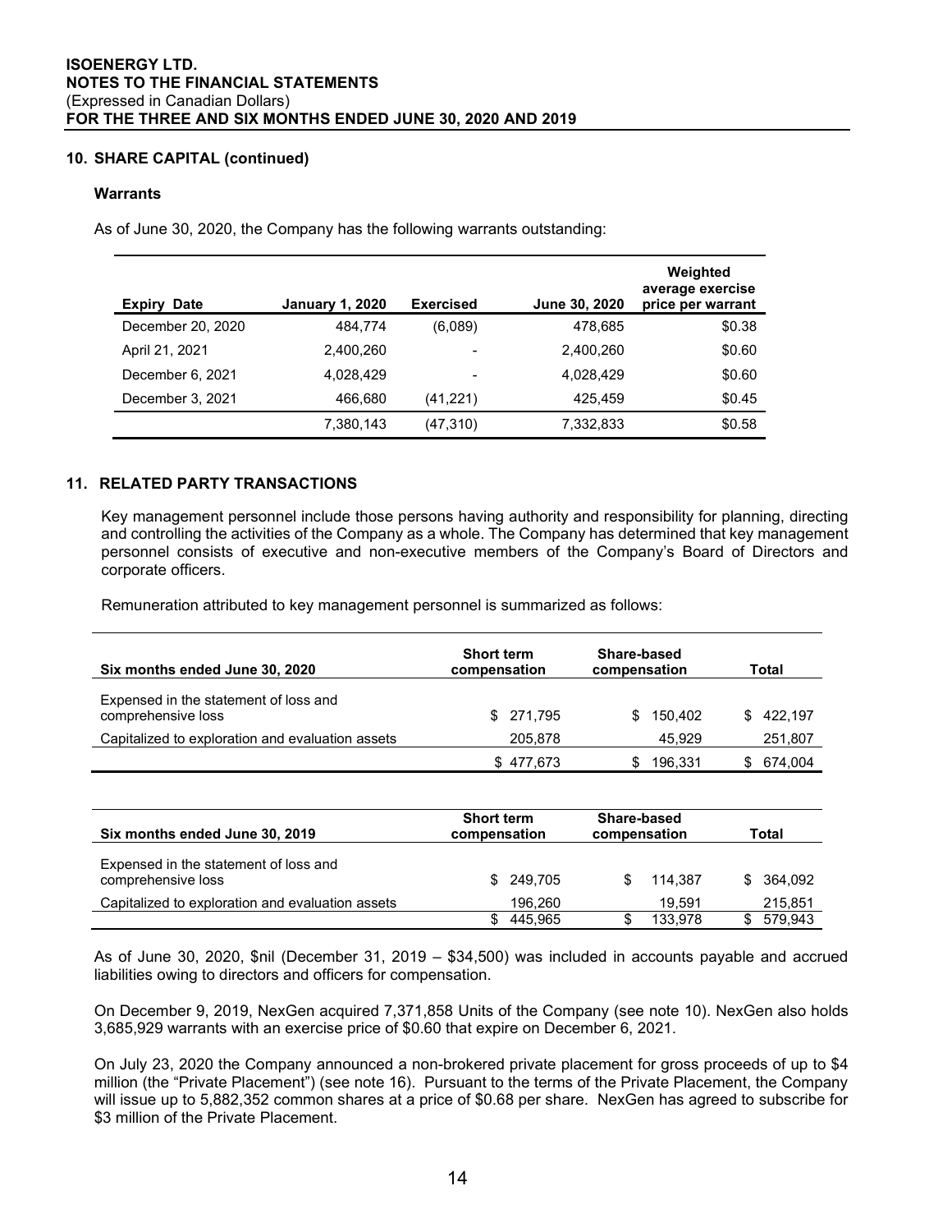## 10. SHARE CAPITAL (continued)

### Warrants

As of June 30, 2020, the Company has the following warrants outstanding:

| Expiry Date | January 1, 2020 | Exercised | June 30, 2020 | Weighted average exercise price per warrant |
|---|---|---|---|---|
| December 20, 2020 | 484,774 | (6,089) | 478,685 | $0.38 |
| April 21, 2021 | 2,400,260 | - | 2,400,260 | $0.60 |
| December 6, 2021 | 4,028,429 | - | 4,028,429 | $0.60 |
| December 3, 2021 | 466,680 | (41,221) | 425,459 | $0.45 |
| | 7,380,143 | (47,310) | 7,332,833 | $0.58 |

## 11. RELATED PARTY TRANSACTIONS

Key management personnel include those persons having authority and responsibility for planning, directing and controlling the activities of the Company as a whole. The Company has determined that key management personnel consists of executive and non-executive members of the Company's Board of Directors and corporate officers.

Remuneration attributed to key management personnel is summarized as follows:

| Six months ended June 30, 2020 | Short term compensation | Share-based compensation | Total |
|---|---|---|---|
| Expensed in the statement of loss and comprehensive loss | $ 271,795 | $ 150,402 | $ 422,197 |
| Capitalized to exploration and evaluation assets | 205,878 | 45,929 | 251,807 |
| | $ 477,673 | $ 196,331 | $ 674,004 |

| Six months ended June 30, 2019 | Short term compensation | Share-based compensation | Total |
|---|---|---|---|
| Expensed in the statement of loss and comprehensive loss | $ 249,705 | $ 114,387 | $ 364,092 |
| Capitalized to exploration and evaluation assets | 196,260 | 19,591 | 215,851 |
| | $ 445,965 | $ 133,978 | $ 579,943 |

As of June 30, 2020, $nil (December 31, 2019 – $34,500) was included in accounts payable and accrued liabilities owing to directors and officers for compensation.

On December 9, 2019, NexGen acquired 7,371,858 Units of the Company (see note 10). NexGen also holds 3,685,929 warrants with an exercise price of $0.60 that expire on December 6, 2021.

On July 23, 2020 the Company announced a non-brokered private placement for gross proceeds of up to $4 million (the "Private Placement") (see note 16). Pursuant to the terms of the Private Placement, the Company will issue up to 5,882,352 common shares at a price of $0.68 per share. NexGen has agreed to subscribe for $3 million of the Private Placement.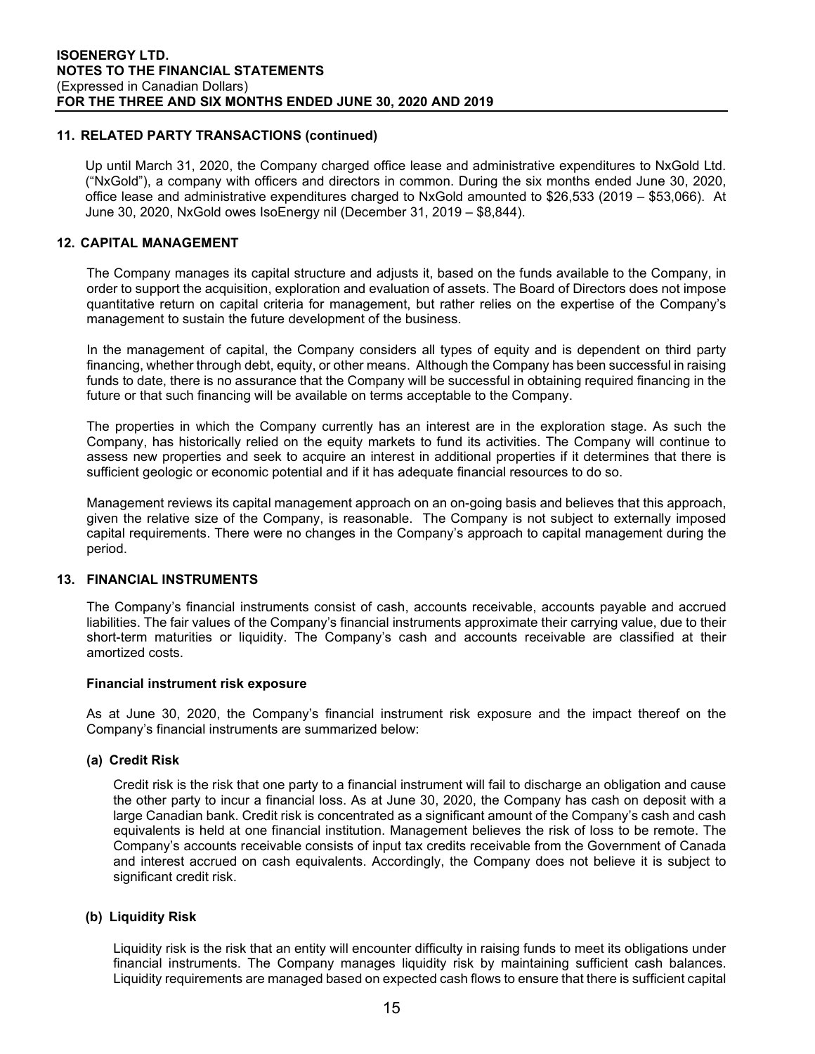## 11. RELATED PARTY TRANSACTIONS (continued)

Up until March 31, 2020, the Company charged office lease and administrative expenditures to NxGold Ltd. ("NxGold"), a company with officers and directors in common. During the six months ended June 30, 2020, office lease and administrative expenditures charged to NxGold amounted to $26,533 (2019 – $53,066). At June 30, 2020, NxGold owes IsoEnergy nil (December 31, 2019 – $8,844).

## 12. CAPITAL MANAGEMENT

The Company manages its capital structure and adjusts it, based on the funds available to the Company, in order to support the acquisition, exploration and evaluation of assets. The Board of Directors does not impose quantitative return on capital criteria for management, but rather relies on the expertise of the Company's management to sustain the future development of the business.

In the management of capital, the Company considers all types of equity and is dependent on third party financing, whether through debt, equity, or other means. Although the Company has been successful in raising funds to date, there is no assurance that the Company will be successful in obtaining required financing in the future or that such financing will be available on terms acceptable to the Company.

The properties in which the Company currently has an interest are in the exploration stage. As such the Company, has historically relied on the equity markets to fund its activities. The Company will continue to assess new properties and seek to acquire an interest in additional properties if it determines that there is sufficient geologic or economic potential and if it has adequate financial resources to do so.

Management reviews its capital management approach on an on-going basis and believes that this approach, given the relative size of the Company, is reasonable. The Company is not subject to externally imposed capital requirements. There were no changes in the Company's approach to capital management during the period.

## 13. FINANCIAL INSTRUMENTS

The Company's financial instruments consist of cash, accounts receivable, accounts payable and accrued liabilities. The fair values of the Company's financial instruments approximate their carrying value, due to their short-term maturities or liquidity. The Company's cash and accounts receivable are classified at their amortized costs.

### Financial instrument risk exposure

As at June 30, 2020, the Company's financial instrument risk exposure and the impact thereof on the Company's financial instruments are summarized below:

#### (a) Credit Risk

Credit risk is the risk that one party to a financial instrument will fail to discharge an obligation and cause the other party to incur a financial loss. As at June 30, 2020, the Company has cash on deposit with a large Canadian bank. Credit risk is concentrated as a significant amount of the Company's cash and cash equivalents is held at one financial institution. Management believes the risk of loss to be remote. The Company's accounts receivable consists of input tax credits receivable from the Government of Canada and interest accrued on cash equivalents. Accordingly, the Company does not believe it is subject to significant credit risk.

#### (b) Liquidity Risk

Liquidity risk is the risk that an entity will encounter difficulty in raising funds to meet its obligations under financial instruments. The Company manages liquidity risk by maintaining sufficient cash balances. Liquidity requirements are managed based on expected cash flows to ensure that there is sufficient capital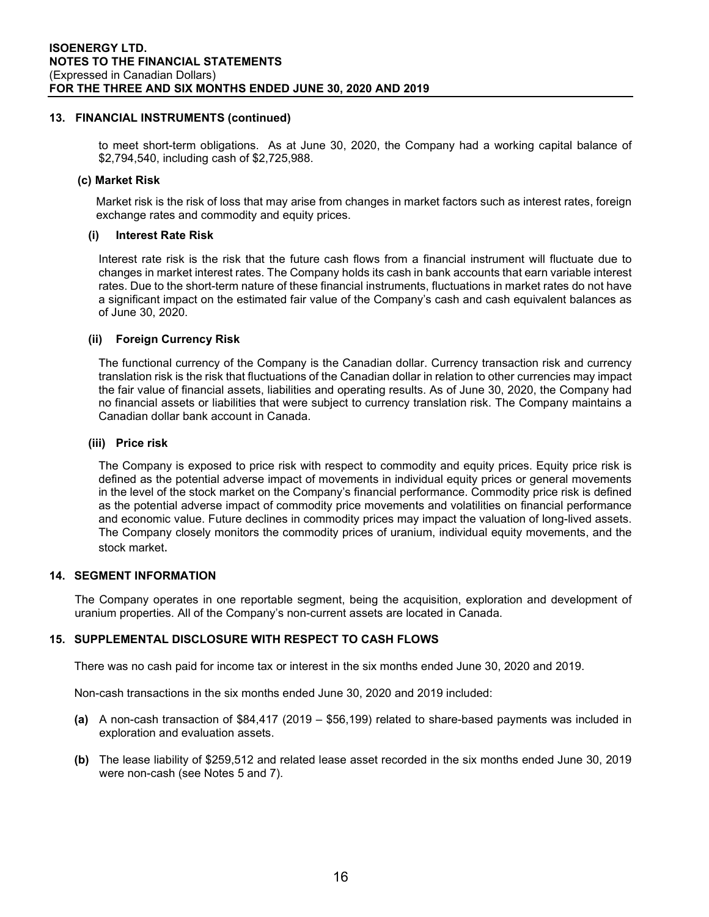## 13. FINANCIAL INSTRUMENTS (continued)

to meet short-term obligations. As at June 30, 2020, the Company had a working capital balance of $2,794,540, including cash of $2,725,988.

### (c) Market Risk

Market risk is the risk of loss that may arise from changes in market factors such as interest rates, foreign exchange rates and commodity and equity prices.

#### (i) Interest Rate Risk

Interest rate risk is the risk that the future cash flows from a financial instrument will fluctuate due to changes in market interest rates. The Company holds its cash in bank accounts that earn variable interest rates. Due to the short-term nature of these financial instruments, fluctuations in market rates do not have a significant impact on the estimated fair value of the Company's cash and cash equivalent balances as of June 30, 2020.

#### (ii) Foreign Currency Risk

The functional currency of the Company is the Canadian dollar. Currency transaction risk and currency translation risk is the risk that fluctuations of the Canadian dollar in relation to other currencies may impact the fair value of financial assets, liabilities and operating results. As of June 30, 2020, the Company had no financial assets or liabilities that were subject to currency translation risk. The Company maintains a Canadian dollar bank account in Canada.

#### (iii) Price risk

The Company is exposed to price risk with respect to commodity and equity prices. Equity price risk is defined as the potential adverse impact of movements in individual equity prices or general movements in the level of the stock market on the Company's financial performance. Commodity price risk is defined as the potential adverse impact of commodity price movements and volatilities on financial performance and economic value. Future declines in commodity prices may impact the valuation of long-lived assets. The Company closely monitors the commodity prices of uranium, individual equity movements, and the stock market.

## 14. SEGMENT INFORMATION

The Company operates in one reportable segment, being the acquisition, exploration and development of uranium properties. All of the Company's non-current assets are located in Canada.

## 15. SUPPLEMENTAL DISCLOSURE WITH RESPECT TO CASH FLOWS

There was no cash paid for income tax or interest in the six months ended June 30, 2020 and 2019.

Non-cash transactions in the six months ended June 30, 2020 and 2019 included:

**(a)** A non-cash transaction of $84,417 (2019 – $56,199) related to share-based payments was included in exploration and evaluation assets.

**(b)** The lease liability of $259,512 and related lease asset recorded in the six months ended June 30, 2019 were non-cash (see Notes 5 and 7).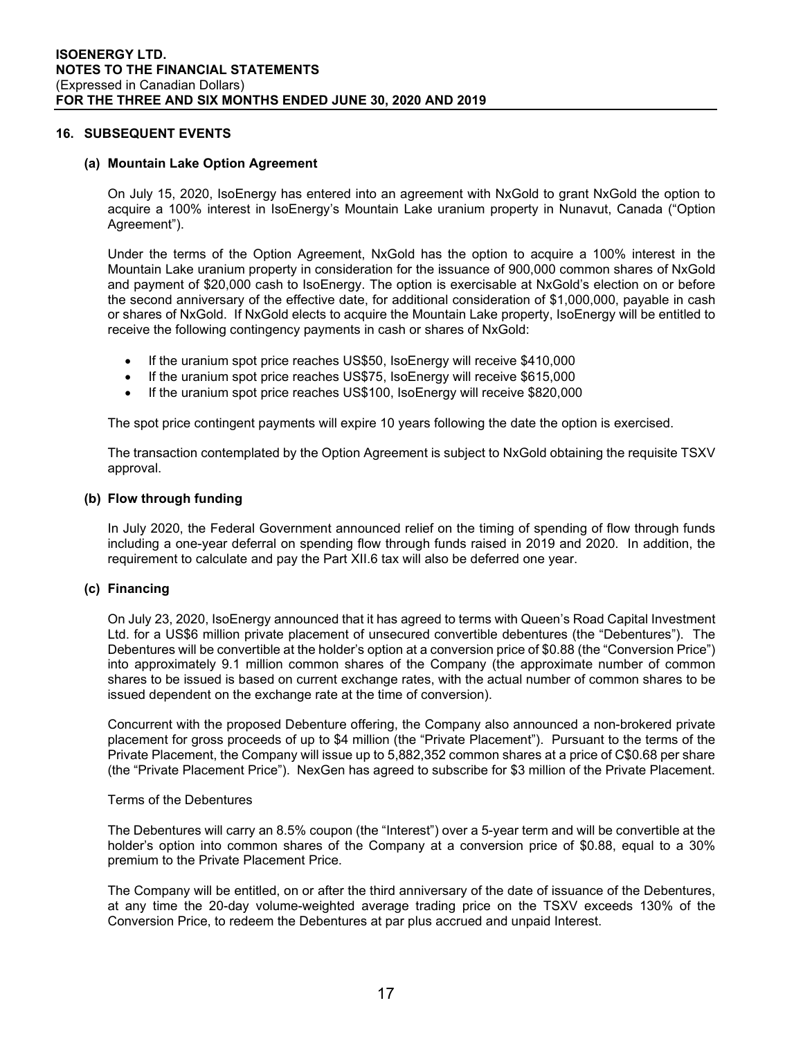## 16. SUBSEQUENT EVENTS

### (a) Mountain Lake Option Agreement

On July 15, 2020, IsoEnergy has entered into an agreement with NxGold to grant NxGold the option to acquire a 100% interest in IsoEnergy's Mountain Lake uranium property in Nunavut, Canada ("Option Agreement").

Under the terms of the Option Agreement, NxGold has the option to acquire a 100% interest in the Mountain Lake uranium property in consideration for the issuance of 900,000 common shares of NxGold and payment of $20,000 cash to IsoEnergy. The option is exercisable at NxGold's election on or before the second anniversary of the effective date, for additional consideration of $1,000,000, payable in cash or shares of NxGold. If NxGold elects to acquire the Mountain Lake property, IsoEnergy will be entitled to receive the following contingency payments in cash or shares of NxGold:

- If the uranium spot price reaches US$50, IsoEnergy will receive $410,000
- If the uranium spot price reaches US$75, IsoEnergy will receive $615,000
- If the uranium spot price reaches US$100, IsoEnergy will receive $820,000

The spot price contingent payments will expire 10 years following the date the option is exercised.

The transaction contemplated by the Option Agreement is subject to NxGold obtaining the requisite TSXV approval.

### (b) Flow through funding

In July 2020, the Federal Government announced relief on the timing of spending of flow through funds including a one-year deferral on spending flow through funds raised in 2019 and 2020. In addition, the requirement to calculate and pay the Part XII.6 tax will also be deferred one year.

### (c) Financing

On July 23, 2020, IsoEnergy announced that it has agreed to terms with Queen's Road Capital Investment Ltd. for a US$6 million private placement of unsecured convertible debentures (the "Debentures"). The Debentures will be convertible at the holder's option at a conversion price of $0.88 (the "Conversion Price") into approximately 9.1 million common shares of the Company (the approximate number of common shares to be issued is based on current exchange rates, with the actual number of common shares to be issued dependent on the exchange rate at the time of conversion).

Concurrent with the proposed Debenture offering, the Company also announced a non-brokered private placement for gross proceeds of up to $4 million (the "Private Placement"). Pursuant to the terms of the Private Placement, the Company will issue up to 5,882,352 common shares at a price of C$0.68 per share (the "Private Placement Price"). NexGen has agreed to subscribe for $3 million of the Private Placement.

Terms of the Debentures

The Debentures will carry an 8.5% coupon (the "Interest") over a 5-year term and will be convertible at the holder's option into common shares of the Company at a conversion price of $0.88, equal to a 30% premium to the Private Placement Price.

The Company will be entitled, on or after the third anniversary of the date of issuance of the Debentures, at any time the 20-day volume-weighted average trading price on the TSXV exceeds 130% of the Conversion Price, to redeem the Debentures at par plus accrued and unpaid Interest.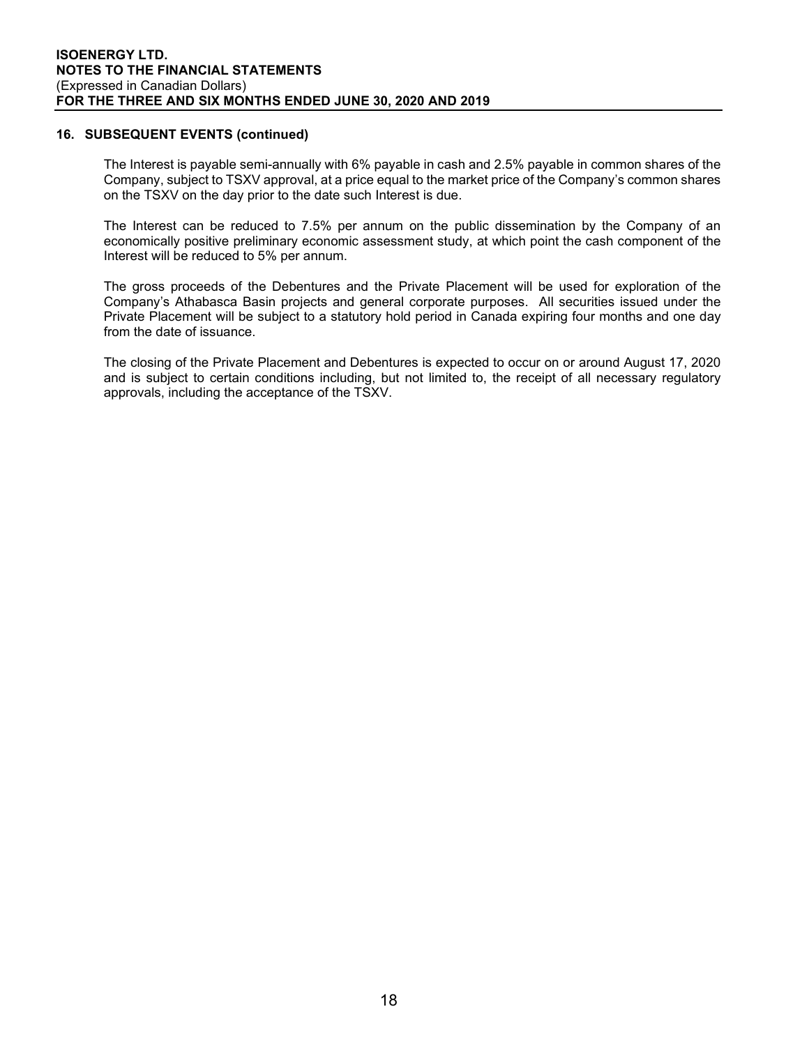## 16. SUBSEQUENT EVENTS (continued)

The Interest is payable semi-annually with 6% payable in cash and 2.5% payable in common shares of the Company, subject to TSXV approval, at a price equal to the market price of the Company's common shares on the TSXV on the day prior to the date such Interest is due.

The Interest can be reduced to 7.5% per annum on the public dissemination by the Company of an economically positive preliminary economic assessment study, at which point the cash component of the Interest will be reduced to 5% per annum.

The gross proceeds of the Debentures and the Private Placement will be used for exploration of the Company's Athabasca Basin projects and general corporate purposes. All securities issued under the Private Placement will be subject to a statutory hold period in Canada expiring four months and one day from the date of issuance.

The closing of the Private Placement and Debentures is expected to occur on or around August 17, 2020 and is subject to certain conditions including, but not limited to, the receipt of all necessary regulatory approvals, including the acceptance of the TSXV.